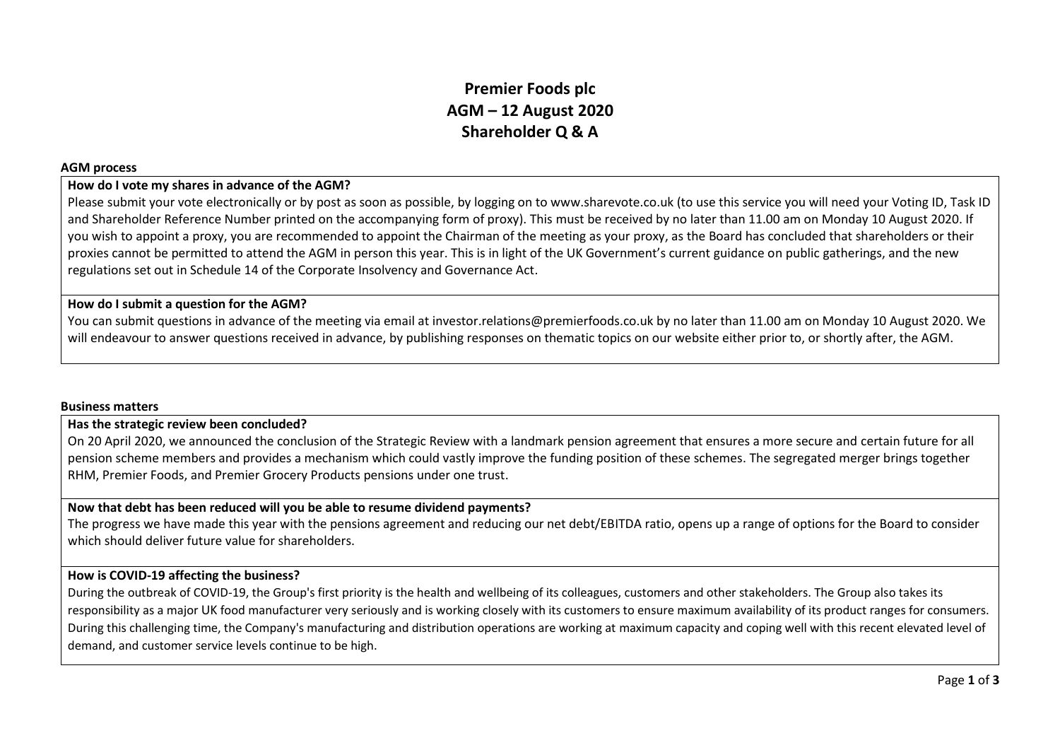# Premier Foods plc
# AGM – 12 August 2020
# Shareholder Q & A

## AGM process

**How do I vote my shares in advance of the AGM?**

Please submit your vote electronically or by post as soon as possible, by logging on to www.sharevote.co.uk (to use this service you will need your Voting ID, Task ID and Shareholder Reference Number printed on the accompanying form of proxy). This must be received by no later than 11.00 am on Monday 10 August 2020. If you wish to appoint a proxy, you are recommended to appoint the Chairman of the meeting as your proxy, as the Board has concluded that shareholders or their proxies cannot be permitted to attend the AGM in person this year. This is in light of the UK Government's current guidance on public gatherings, and the new regulations set out in Schedule 14 of the Corporate Insolvency and Governance Act.

**How do I submit a question for the AGM?**

You can submit questions in advance of the meeting via email at investor.relations@premierfoods.co.uk by no later than 11.00 am on Monday 10 August 2020. We will endeavour to answer questions received in advance, by publishing responses on thematic topics on our website either prior to, or shortly after, the AGM.

## Business matters

**Has the strategic review been concluded?**

On 20 April 2020, we announced the conclusion of the Strategic Review with a landmark pension agreement that ensures a more secure and certain future for all pension scheme members and provides a mechanism which could vastly improve the funding position of these schemes. The segregated merger brings together RHM, Premier Foods, and Premier Grocery Products pensions under one trust.

**Now that debt has been reduced will you be able to resume dividend payments?**

The progress we have made this year with the pensions agreement and reducing our net debt/EBITDA ratio, opens up a range of options for the Board to consider which should deliver future value for shareholders.

**How is COVID-19 affecting the business?**

During the outbreak of COVID-19, the Group's first priority is the health and wellbeing of its colleagues, customers and other stakeholders. The Group also takes its responsibility as a major UK food manufacturer very seriously and is working closely with its customers to ensure maximum availability of its product ranges for consumers. During this challenging time, the Company's manufacturing and distribution operations are working at maximum capacity and coping well with this recent elevated level of demand, and customer service levels continue to be high.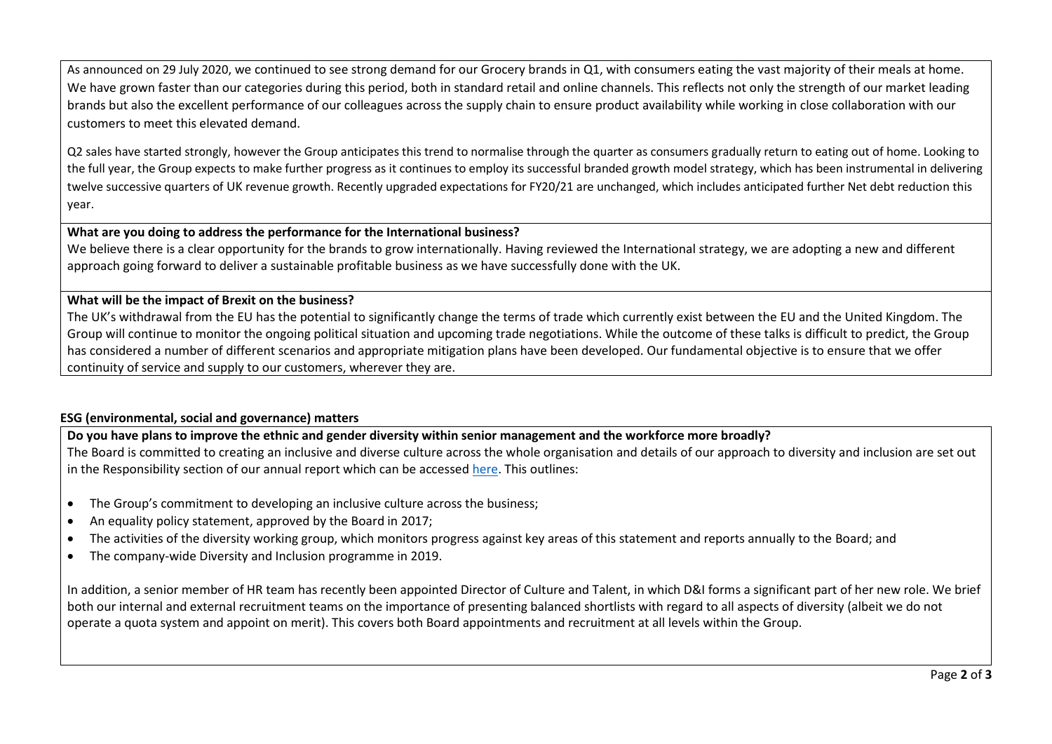As announced on 29 July 2020, we continued to see strong demand for our Grocery brands in Q1, with consumers eating the vast majority of their meals at home. We have grown faster than our categories during this period, both in standard retail and online channels. This reflects not only the strength of our market leading brands but also the excellent performance of our colleagues across the supply chain to ensure product availability while working in close collaboration with our customers to meet this elevated demand.

Q2 sales have started strongly, however the Group anticipates this trend to normalise through the quarter as consumers gradually return to eating out of home. Looking to the full year, the Group expects to make further progress as it continues to employ its successful branded growth model strategy, which has been instrumental in delivering twelve successive quarters of UK revenue growth. Recently upgraded expectations for FY20/21 are unchanged, which includes anticipated further Net debt reduction this year.

**What are you doing to address the performance for the International business?**

We believe there is a clear opportunity for the brands to grow internationally. Having reviewed the International strategy, we are adopting a new and different approach going forward to deliver a sustainable profitable business as we have successfully done with the UK.

**What will be the impact of Brexit on the business?**

The UK's withdrawal from the EU has the potential to significantly change the terms of trade which currently exist between the EU and the United Kingdom. The Group will continue to monitor the ongoing political situation and upcoming trade negotiations. While the outcome of these talks is difficult to predict, the Group has considered a number of different scenarios and appropriate mitigation plans have been developed. Our fundamental objective is to ensure that we offer continuity of service and supply to our customers, wherever they are.

## ESG (environmental, social and governance) matters

**Do you have plans to improve the ethnic and gender diversity within senior management and the workforce more broadly?**

The Board is committed to creating an inclusive and diverse culture across the whole organisation and details of our approach to diversity and inclusion are set out in the Responsibility section of our annual report which can be accessed here. This outlines:

- The Group's commitment to developing an inclusive culture across the business;
- An equality policy statement, approved by the Board in 2017;
- The activities of the diversity working group, which monitors progress against key areas of this statement and reports annually to the Board; and
- The company-wide Diversity and Inclusion programme in 2019.

In addition, a senior member of HR team has recently been appointed Director of Culture and Talent, in which D&I forms a significant part of her new role. We brief both our internal and external recruitment teams on the importance of presenting balanced shortlists with regard to all aspects of diversity (albeit we do not operate a quota system and appoint on merit). This covers both Board appointments and recruitment at all levels within the Group.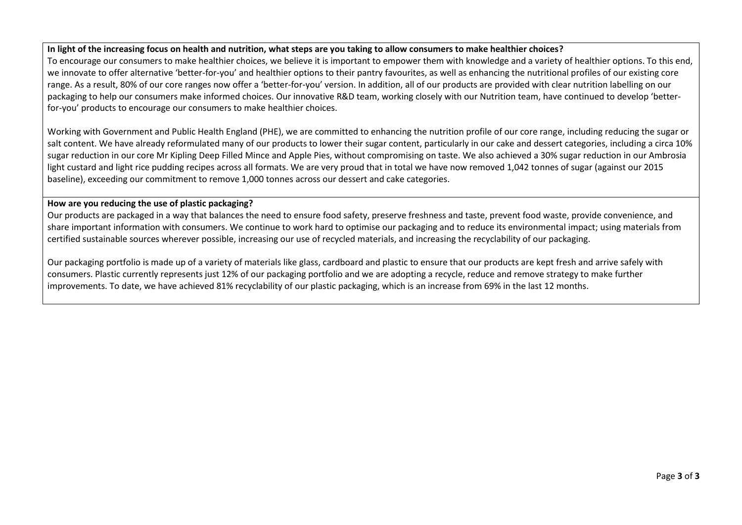**In light of the increasing focus on health and nutrition, what steps are you taking to allow consumers to make healthier choices?**

To encourage our consumers to make healthier choices, we believe it is important to empower them with knowledge and a variety of healthier options. To this end, we innovate to offer alternative 'better-for-you' and healthier options to their pantry favourites, as well as enhancing the nutritional profiles of our existing core range. As a result, 80% of our core ranges now offer a 'better-for-you' version. In addition, all of our products are provided with clear nutrition labelling on our packaging to help our consumers make informed choices. Our innovative R&D team, working closely with our Nutrition team, have continued to develop 'better-for-you' products to encourage our consumers to make healthier choices.

Working with Government and Public Health England (PHE), we are committed to enhancing the nutrition profile of our core range, including reducing the sugar or salt content. We have already reformulated many of our products to lower their sugar content, particularly in our cake and dessert categories, including a circa 10% sugar reduction in our core Mr Kipling Deep Filled Mince and Apple Pies, without compromising on taste. We also achieved a 30% sugar reduction in our Ambrosia light custard and light rice pudding recipes across all formats. We are very proud that in total we have now removed 1,042 tonnes of sugar (against our 2015 baseline), exceeding our commitment to remove 1,000 tonnes across our dessert and cake categories.

**How are you reducing the use of plastic packaging?**

Our products are packaged in a way that balances the need to ensure food safety, preserve freshness and taste, prevent food waste, provide convenience, and share important information with consumers. We continue to work hard to optimise our packaging and to reduce its environmental impact; using materials from certified sustainable sources wherever possible, increasing our use of recycled materials, and increasing the recyclability of our packaging.

Our packaging portfolio is made up of a variety of materials like glass, cardboard and plastic to ensure that our products are kept fresh and arrive safely with consumers. Plastic currently represents just 12% of our packaging portfolio and we are adopting a recycle, reduce and remove strategy to make further improvements. To date, we have achieved 81% recyclability of our plastic packaging, which is an increase from 69% in the last 12 months.